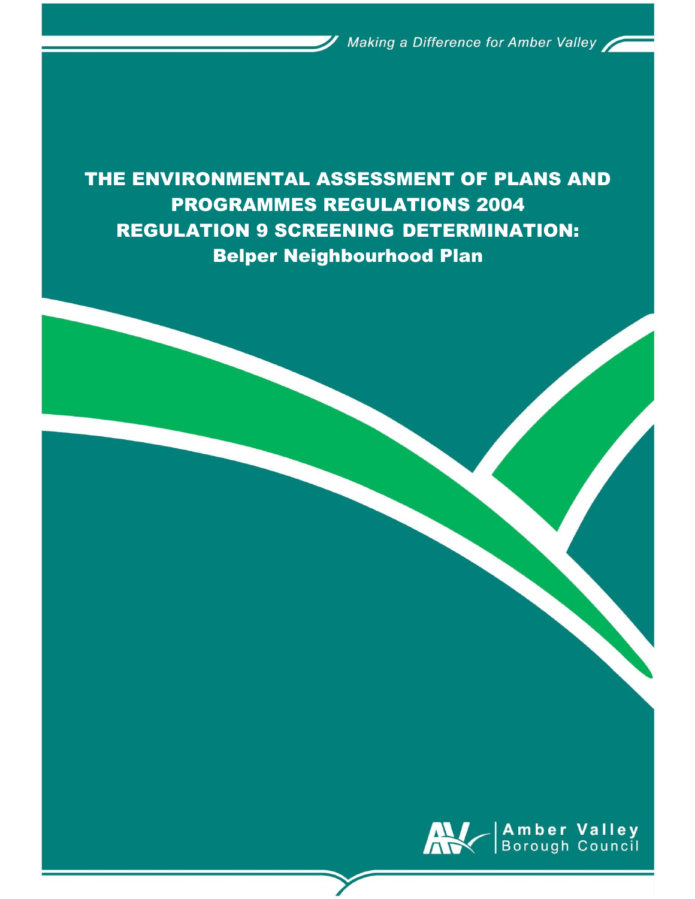*Making a Difference for Amber Valley*

# THE ENVIRONMENTAL ASSESSMENT OF PLANS AND PROGRAMMES REGULATIONS 2004
# REGULATION 9 SCREENING DETERMINATION:
## Belper Neighbourhood Plan

Amber Valley Borough Council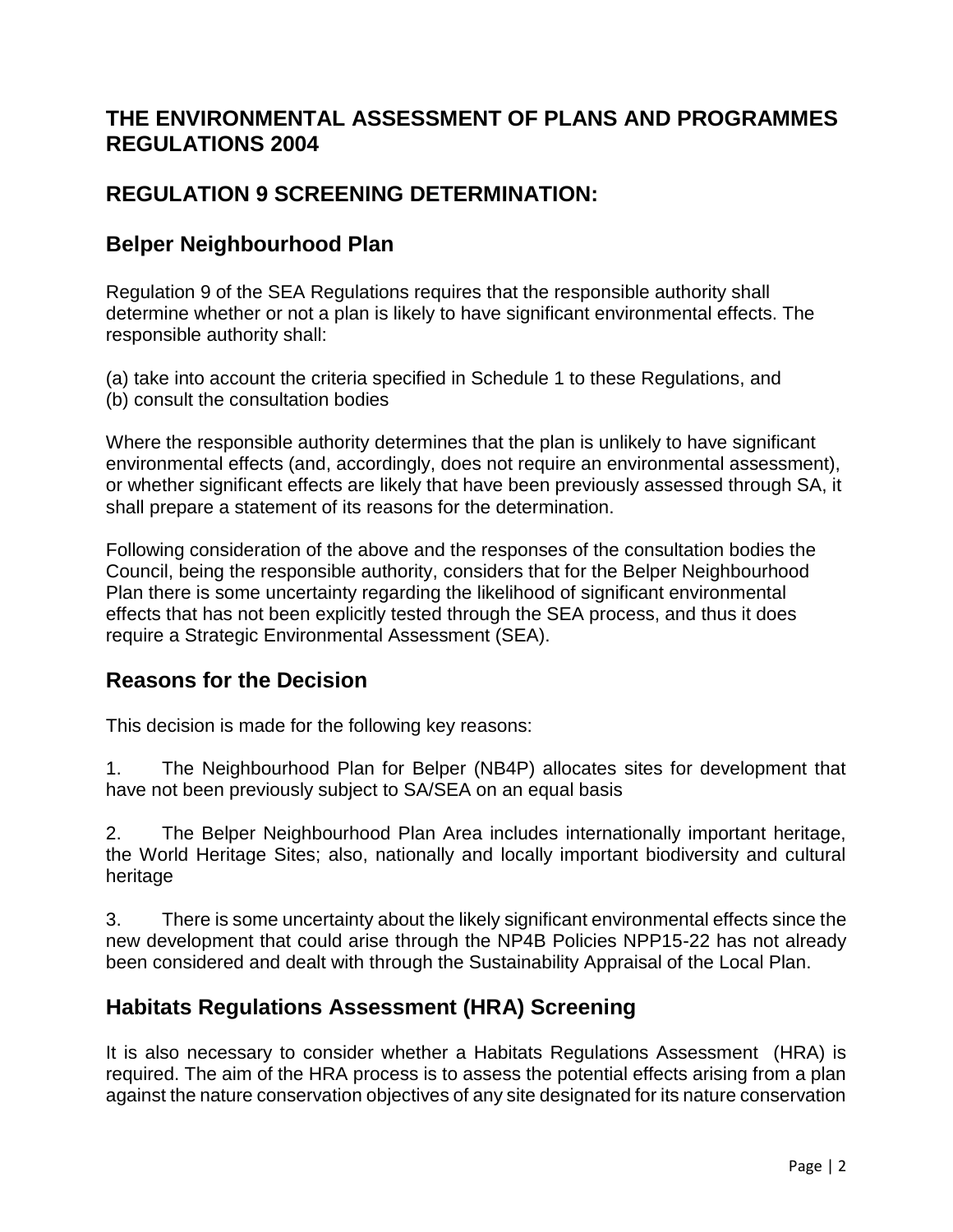## THE ENVIRONMENTAL ASSESSMENT OF PLANS AND PROGRAMMES REGULATIONS 2004

## REGULATION 9 SCREENING DETERMINATION:

### Belper Neighbourhood Plan

Regulation 9 of the SEA Regulations requires that the responsible authority shall determine whether or not a plan is likely to have significant environmental effects. The responsible authority shall:

(a) take into account the criteria specified in Schedule 1 to these Regulations, and
(b) consult the consultation bodies

Where the responsible authority determines that the plan is unlikely to have significant environmental effects (and, accordingly, does not require an environmental assessment), or whether significant effects are likely that have been previously assessed through SA, it shall prepare a statement of its reasons for the determination.

Following consideration of the above and the responses of the consultation bodies the Council, being the responsible authority, considers that for the Belper Neighbourhood Plan there is some uncertainty regarding the likelihood of significant environmental effects that has not been explicitly tested through the SEA process, and thus it does require a Strategic Environmental Assessment (SEA).

### Reasons for the Decision

This decision is made for the following key reasons:

1. The Neighbourhood Plan for Belper (NB4P) allocates sites for development that have not been previously subject to SA/SEA on an equal basis

2. The Belper Neighbourhood Plan Area includes internationally important heritage, the World Heritage Sites; also, nationally and locally important biodiversity and cultural heritage

3. There is some uncertainty about the likely significant environmental effects since the new development that could arise through the NP4B Policies NPP15-22 has not already been considered and dealt with through the Sustainability Appraisal of the Local Plan.

### Habitats Regulations Assessment (HRA) Screening

It is also necessary to consider whether a Habitats Regulations Assessment (HRA) is required. The aim of the HRA process is to assess the potential effects arising from a plan against the nature conservation objectives of any site designated for its nature conservation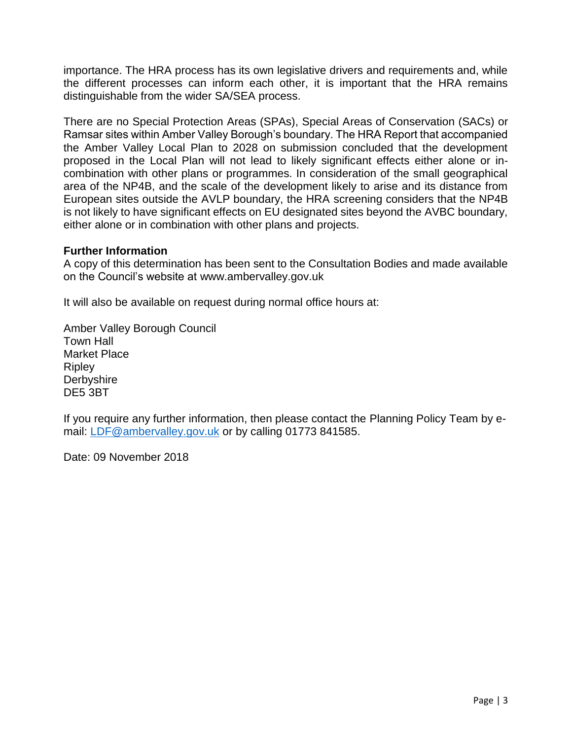importance. The HRA process has its own legislative drivers and requirements and, while the different processes can inform each other, it is important that the HRA remains distinguishable from the wider SA/SEA process.

There are no Special Protection Areas (SPAs), Special Areas of Conservation (SACs) or Ramsar sites within Amber Valley Borough's boundary. The HRA Report that accompanied the Amber Valley Local Plan to 2028 on submission concluded that the development proposed in the Local Plan will not lead to likely significant effects either alone or in-combination with other plans or programmes. In consideration of the small geographical area of the NP4B, and the scale of the development likely to arise and its distance from European sites outside the AVLP boundary, the HRA screening considers that the NP4B is not likely to have significant effects on EU designated sites beyond the AVBC boundary, either alone or in combination with other plans and projects.

**Further Information**

A copy of this determination has been sent to the Consultation Bodies and made available on the Council's website at www.ambervalley.gov.uk

It will also be available on request during normal office hours at:

Amber Valley Borough Council
Town Hall
Market Place
Ripley
Derbyshire
DE5 3BT

If you require any further information, then please contact the Planning Policy Team by e-mail: LDF@ambervalley.gov.uk or by calling 01773 841585.

Date: 09 November 2018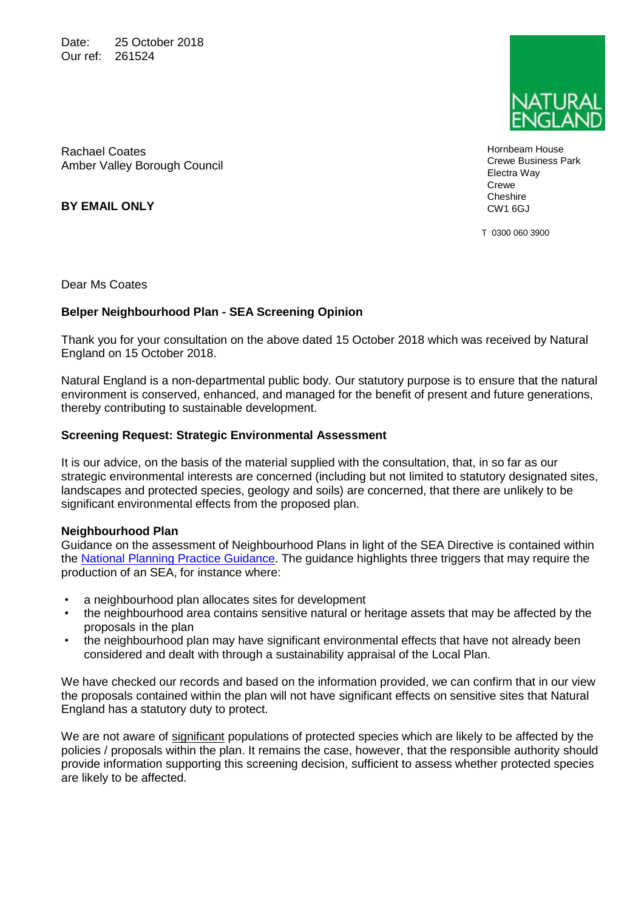Date: 25 October 2018
Our ref: 261524

NATURAL ENGLAND

Rachael Coates
Amber Valley Borough Council

**BY EMAIL ONLY**

Hornbeam House
Crewe Business Park
Electra Way
Crewe
Cheshire
CW1 6GJ

T 0300 060 3900

Dear Ms Coates

**Belper Neighbourhood Plan - SEA Screening Opinion**

Thank you for your consultation on the above dated 15 October 2018 which was received by Natural England on 15 October 2018.

Natural England is a non-departmental public body. Our statutory purpose is to ensure that the natural environment is conserved, enhanced, and managed for the benefit of present and future generations, thereby contributing to sustainable development.

**Screening Request: Strategic Environmental Assessment**

It is our advice, on the basis of the material supplied with the consultation, that, in so far as our strategic environmental interests are concerned (including but not limited to statutory designated sites, landscapes and protected species, geology and soils) are concerned, that there are unlikely to be significant environmental effects from the proposed plan.

**Neighbourhood Plan**
Guidance on the assessment of Neighbourhood Plans in light of the SEA Directive is contained within the National Planning Practice Guidance. The guidance highlights three triggers that may require the production of an SEA, for instance where:

- a neighbourhood plan allocates sites for development
- the neighbourhood area contains sensitive natural or heritage assets that may be affected by the proposals in the plan
- the neighbourhood plan may have significant environmental effects that have not already been considered and dealt with through a sustainability appraisal of the Local Plan.

We have checked our records and based on the information provided, we can confirm that in our view the proposals contained within the plan will not have significant effects on sensitive sites that Natural England has a statutory duty to protect.

We are not aware of significant populations of protected species which are likely to be affected by the policies / proposals within the plan. It remains the case, however, that the responsible authority should provide information supporting this screening decision, sufficient to assess whether protected species are likely to be affected.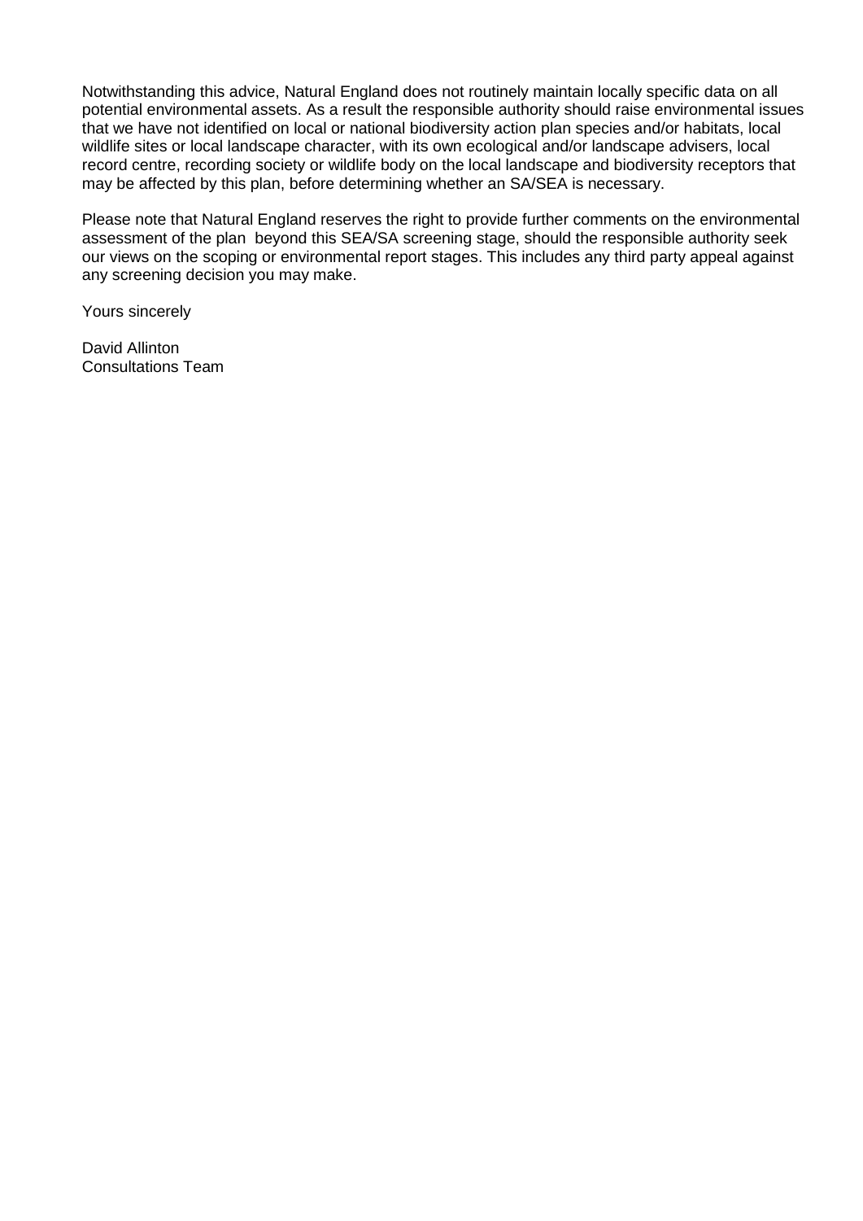Notwithstanding this advice, Natural England does not routinely maintain locally specific data on all potential environmental assets. As a result the responsible authority should raise environmental issues that we have not identified on local or national biodiversity action plan species and/or habitats, local wildlife sites or local landscape character, with its own ecological and/or landscape advisers, local record centre, recording society or wildlife body on the local landscape and biodiversity receptors that may be affected by this plan, before determining whether an SA/SEA is necessary.

Please note that Natural England reserves the right to provide further comments on the environmental assessment of the plan beyond this SEA/SA screening stage, should the responsible authority seek our views on the scoping or environmental report stages. This includes any third party appeal against any screening decision you may make.

Yours sincerely

David Allinton
Consultations Team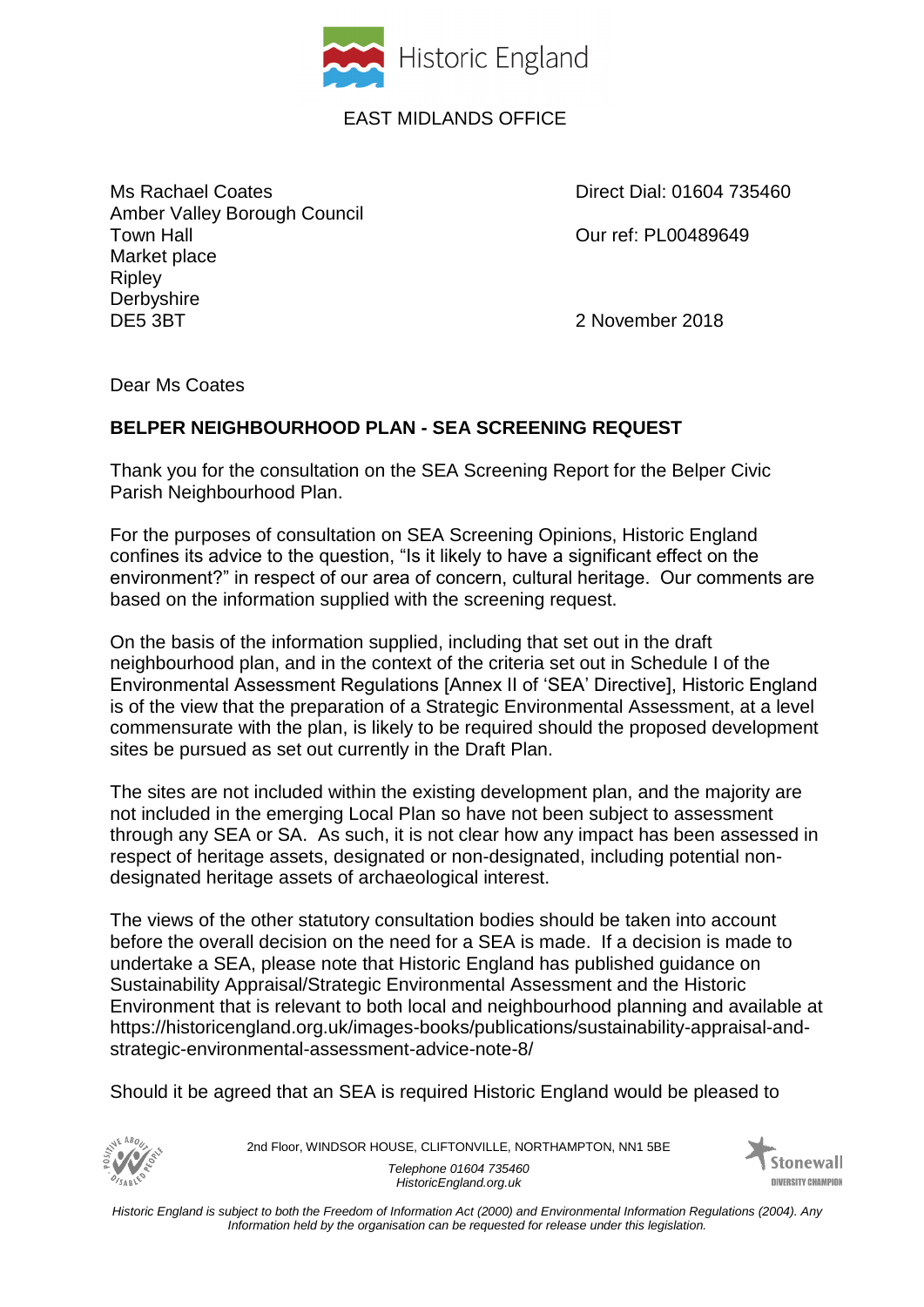Historic England

EAST MIDLANDS OFFICE

Ms Rachael Coates
Amber Valley Borough Council
Town Hall
Market place
Ripley
Derbyshire
DE5 3BT

Direct Dial: 01604 735460

Our ref: PL00489649

2 November 2018

Dear Ms Coates

**BELPER NEIGHBOURHOOD PLAN - SEA SCREENING REQUEST**

Thank you for the consultation on the SEA Screening Report for the Belper Civic Parish Neighbourhood Plan.

For the purposes of consultation on SEA Screening Opinions, Historic England confines its advice to the question, "Is it likely to have a significant effect on the environment?" in respect of our area of concern, cultural heritage. Our comments are based on the information supplied with the screening request.

On the basis of the information supplied, including that set out in the draft neighbourhood plan, and in the context of the criteria set out in Schedule I of the Environmental Assessment Regulations [Annex II of 'SEA' Directive], Historic England is of the view that the preparation of a Strategic Environmental Assessment, at a level commensurate with the plan, is likely to be required should the proposed development sites be pursued as set out currently in the Draft Plan.

The sites are not included within the existing development plan, and the majority are not included in the emerging Local Plan so have not been subject to assessment through any SEA or SA. As such, it is not clear how any impact has been assessed in respect of heritage assets, designated or non-designated, including potential non-designated heritage assets of archaeological interest.

The views of the other statutory consultation bodies should be taken into account before the overall decision on the need for a SEA is made. If a decision is made to undertake a SEA, please note that Historic England has published guidance on Sustainability Appraisal/Strategic Environmental Assessment and the Historic Environment that is relevant to both local and neighbourhood planning and available at https://historicengland.org.uk/images-books/publications/sustainability-appraisal-and-strategic-environmental-assessment-advice-note-8/

Should it be agreed that an SEA is required Historic England would be pleased to

2nd Floor, WINDSOR HOUSE, CLIFTONVILLE, NORTHAMPTON, NN1 5BE

*Telephone 01604 735460*
*HistoricEngland.org.uk*

*Historic England is subject to both the Freedom of Information Act (2000) and Environmental Information Regulations (2004). Any Information held by the organisation can be requested for release under this legislation.*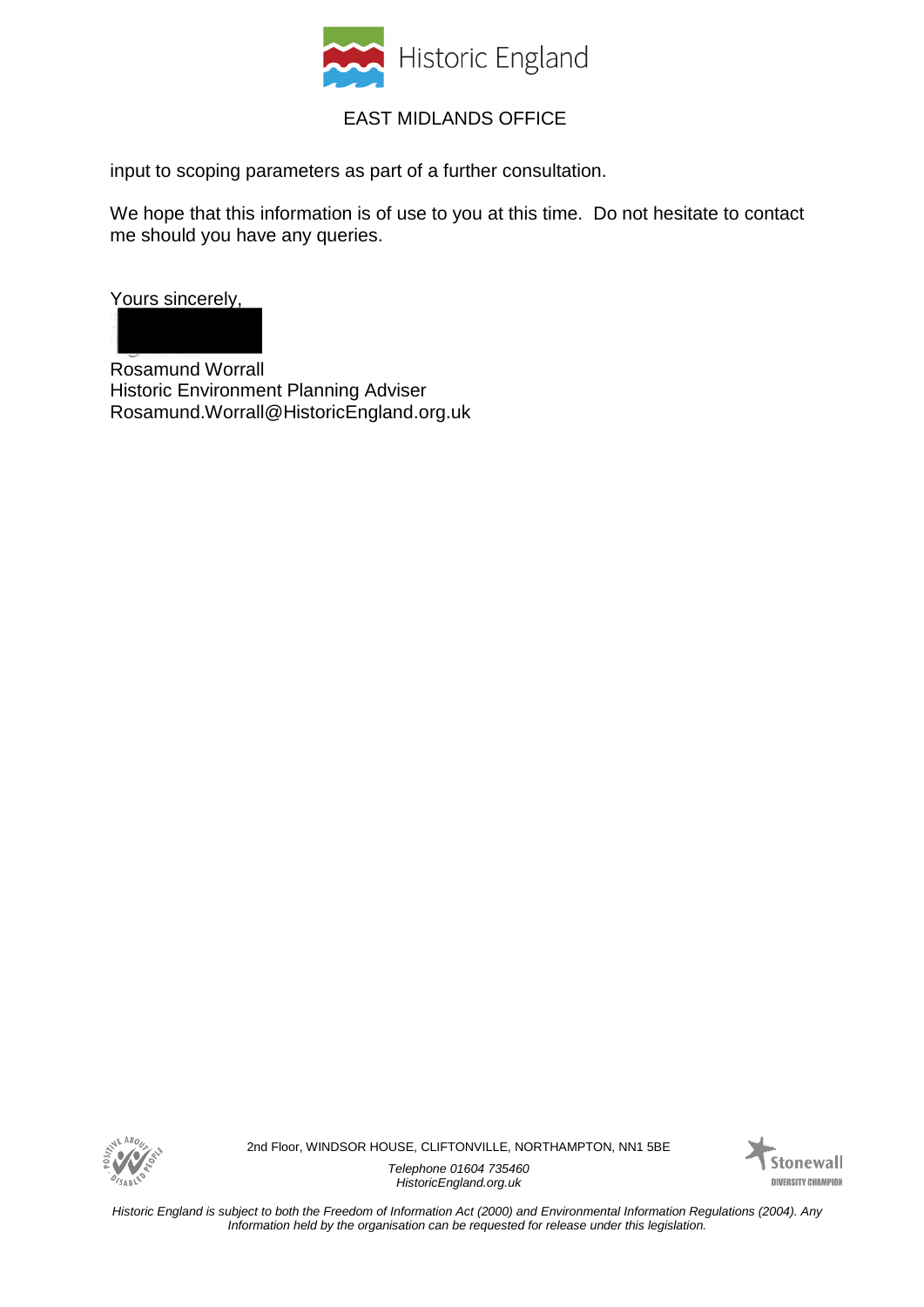input to scoping parameters as part of a further consultation.

We hope that this information is of use to you at this time. Do not hesitate to contact me should you have any queries.

Yours sincerely,

Rosamund Worrall
Historic Environment Planning Adviser
Rosamund.Worrall@HistoricEngland.org.uk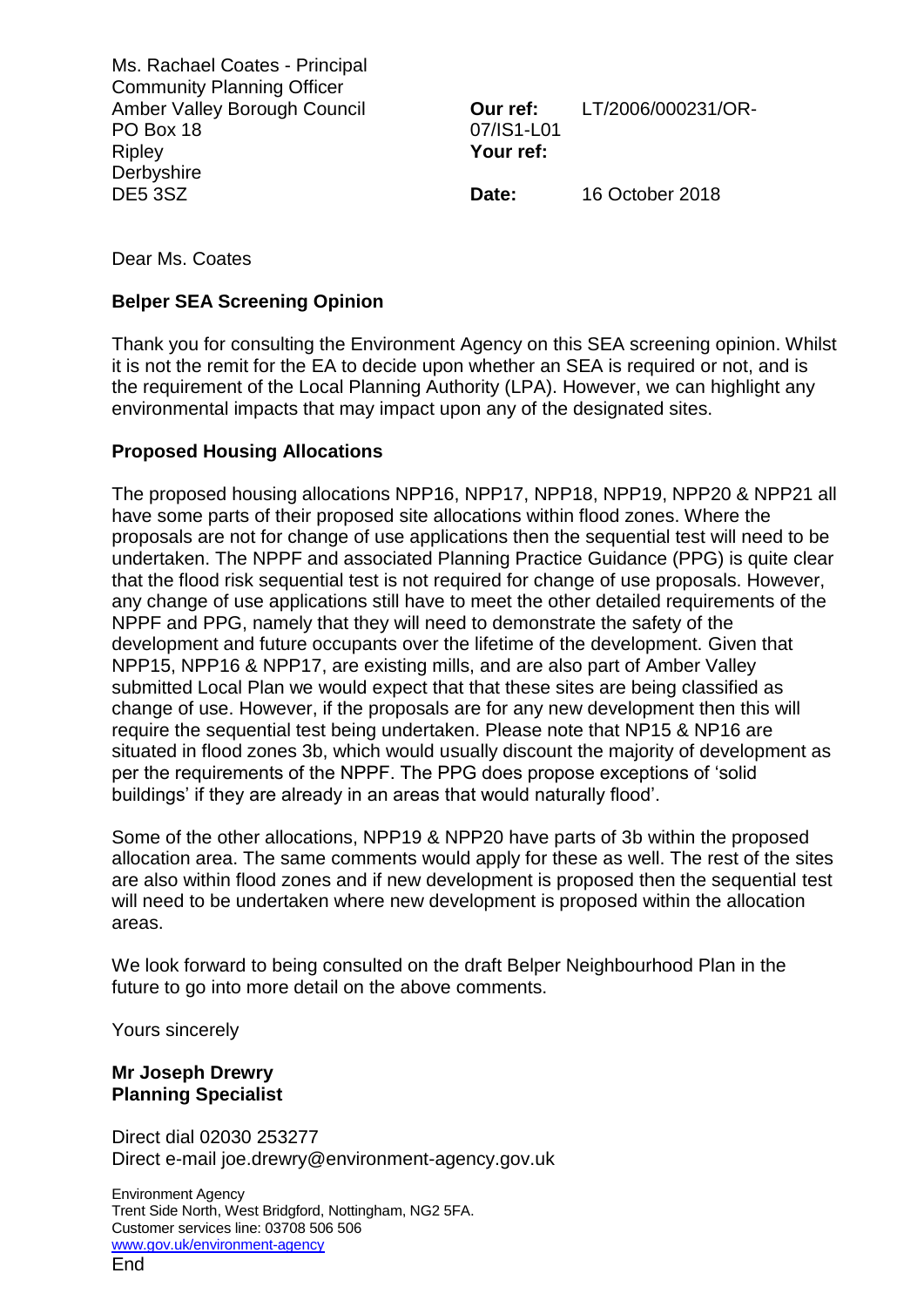Ms. Rachael Coates - Principal Community Planning Officer
Amber Valley Borough Council
PO Box 18
Ripley
Derbyshire
DE5 3SZ

**Our ref:** LT/2006/000231/OR-07/IS1-L01
**Your ref:**

**Date:** 16 October 2018

Dear Ms. Coates

**Belper SEA Screening Opinion**

Thank you for consulting the Environment Agency on this SEA screening opinion. Whilst it is not the remit for the EA to decide upon whether an SEA is required or not, and is the requirement of the Local Planning Authority (LPA). However, we can highlight any environmental impacts that may impact upon any of the designated sites.

**Proposed Housing Allocations**

The proposed housing allocations NPP16, NPP17, NPP18, NPP19, NPP20 & NPP21 all have some parts of their proposed site allocations within flood zones. Where the proposals are not for change of use applications then the sequential test will need to be undertaken. The NPPF and associated Planning Practice Guidance (PPG) is quite clear that the flood risk sequential test is not required for change of use proposals. However, any change of use applications still have to meet the other detailed requirements of the NPPF and PPG, namely that they will need to demonstrate the safety of the development and future occupants over the lifetime of the development. Given that NPP15, NPP16 & NPP17, are existing mills, and are also part of Amber Valley submitted Local Plan we would expect that that these sites are being classified as change of use. However, if the proposals are for any new development then this will require the sequential test being undertaken. Please note that NP15 & NP16 are situated in flood zones 3b, which would usually discount the majority of development as per the requirements of the NPPF. The PPG does propose exceptions of 'solid buildings' if they are already in an areas that would naturally flood'.

Some of the other allocations, NPP19 & NPP20 have parts of 3b within the proposed allocation area. The same comments would apply for these as well. The rest of the sites are also within flood zones and if new development is proposed then the sequential test will need to be undertaken where new development is proposed within the allocation areas.

We look forward to being consulted on the draft Belper Neighbourhood Plan in the future to go into more detail on the above comments.

Yours sincerely

**Mr Joseph Drewry**
**Planning Specialist**

Direct dial 02030 253277
Direct e-mail joe.drewry@environment-agency.gov.uk

Environment Agency
Trent Side North, West Bridgford, Nottingham, NG2 5FA.
Customer services line: 03708 506 506
www.gov.uk/environment-agency

End